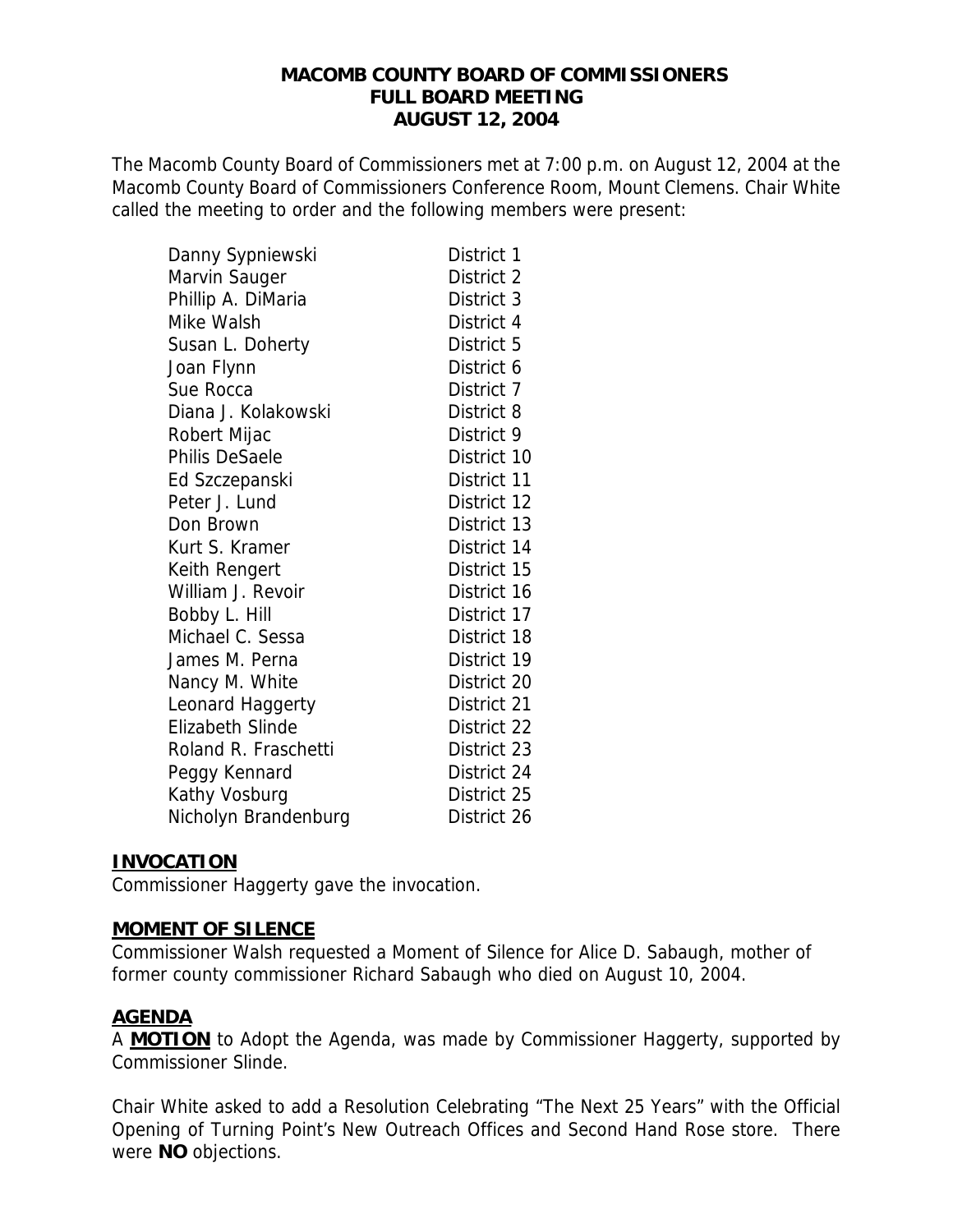# MACOMB COUNTY BOARD OF COMMISSIONERS
## FULL BOARD MEETING
## AUGUST 12, 2004

The Macomb County Board of Commissioners met at 7:00 p.m. on August 12, 2004 at the Macomb County Board of Commissioners Conference Room, Mount Clemens. Chair White called the meeting to order and the following members were present:

| | |
|---|---|
| Danny Sypniewski | District 1 |
| Marvin Sauger | District 2 |
| Phillip A. DiMaria | District 3 |
| Mike Walsh | District 4 |
| Susan L. Doherty | District 5 |
| Joan Flynn | District 6 |
| Sue Rocca | District 7 |
| Diana J. Kolakowski | District 8 |
| Robert Mijac | District 9 |
| Philis DeSaele | District 10 |
| Ed Szczepanski | District 11 |
| Peter J. Lund | District 12 |
| Don Brown | District 13 |
| Kurt S. Kramer | District 14 |
| Keith Rengert | District 15 |
| William J. Revoir | District 16 |
| Bobby L. Hill | District 17 |
| Michael C. Sessa | District 18 |
| James M. Perna | District 19 |
| Nancy M. White | District 20 |
| Leonard Haggerty | District 21 |
| Elizabeth Slinde | District 22 |
| Roland R. Fraschetti | District 23 |
| Peggy Kennard | District 24 |
| Kathy Vosburg | District 25 |
| Nicholyn Brandenburg | District 26 |

## INVOCATION

Commissioner Haggerty gave the invocation.

## MOMENT OF SILENCE

Commissioner Walsh requested a Moment of Silence for Alice D. Sabaugh, mother of former county commissioner Richard Sabaugh who died on August 10, 2004.

## AGENDA

A **MOTION** to Adopt the Agenda, was made by Commissioner Haggerty, supported by Commissioner Slinde.

Chair White asked to add a Resolution Celebrating "The Next 25 Years" with the Official Opening of Turning Point's New Outreach Offices and Second Hand Rose store. There were **NO** objections.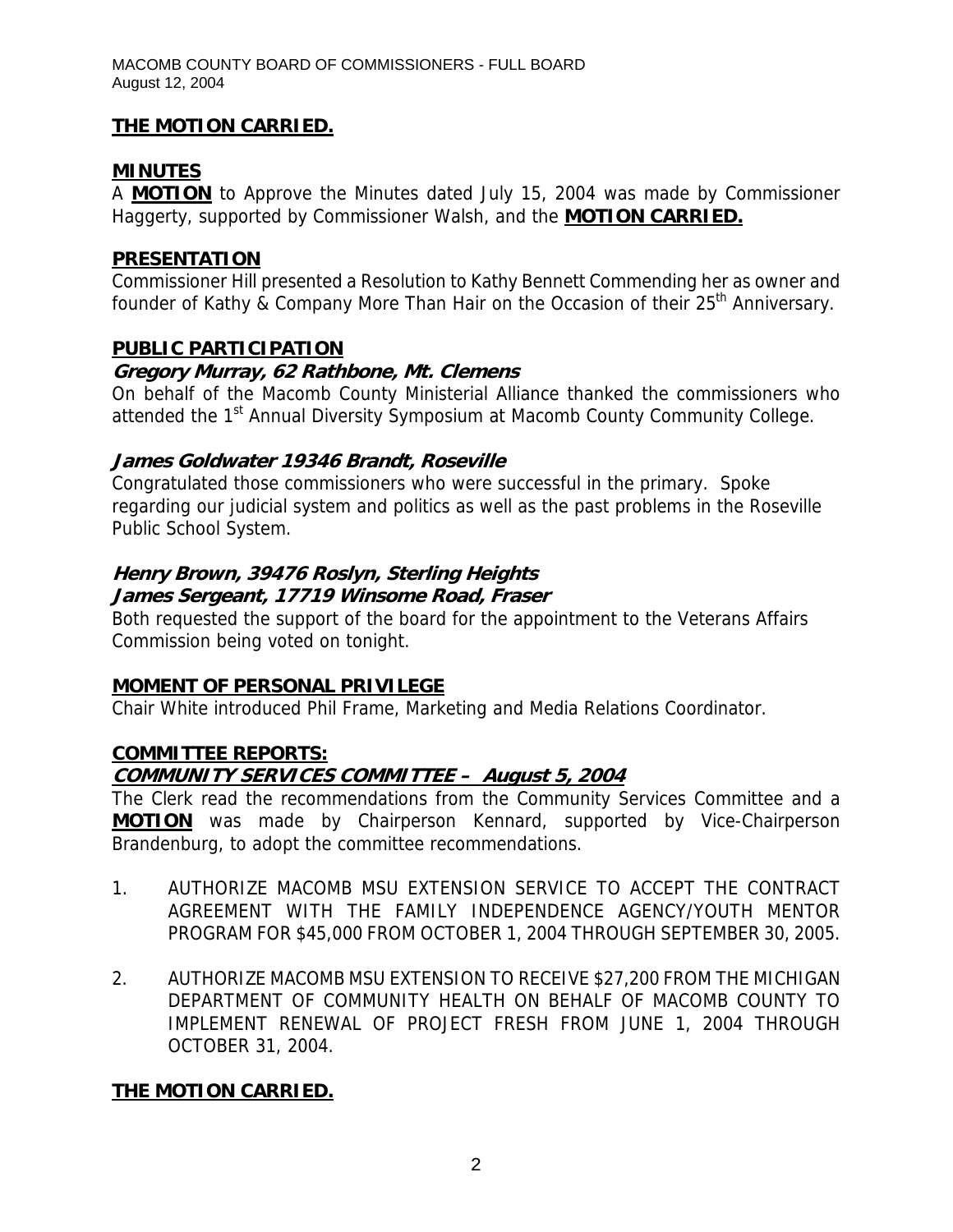**THE MOTION CARRIED.**

## MINUTES

A **MOTION** to Approve the Minutes dated July 15, 2004 was made by Commissioner Haggerty, supported by Commissioner Walsh, and the **MOTION CARRIED.**

## PRESENTATION

Commissioner Hill presented a Resolution to Kathy Bennett Commending her as owner and founder of Kathy & Company More Than Hair on the Occasion of their 25th Anniversary.

## PUBLIC PARTICIPATION

### *Gregory Murray, 62 Rathbone, Mt. Clemens*

On behalf of the Macomb County Ministerial Alliance thanked the commissioners who attended the 1st Annual Diversity Symposium at Macomb County Community College.

### *James Goldwater 19346 Brandt, Roseville*

Congratulated those commissioners who were successful in the primary. Spoke regarding our judicial system and politics as well as the past problems in the Roseville Public School System.

### *Henry Brown, 39476 Roslyn, Sterling Heights*
### *James Sergeant, 17719 Winsome Road, Fraser*

Both requested the support of the board for the appointment to the Veterans Affairs Commission being voted on tonight.

## MOMENT OF PERSONAL PRIVILEGE

Chair White introduced Phil Frame, Marketing and Media Relations Coordinator.

## COMMITTEE REPORTS:

### *COMMUNITY SERVICES COMMITTEE – August 5, 2004*

The Clerk read the recommendations from the Community Services Committee and a **MOTION** was made by Chairperson Kennard, supported by Vice-Chairperson Brandenburg, to adopt the committee recommendations.

1. AUTHORIZE MACOMB MSU EXTENSION SERVICE TO ACCEPT THE CONTRACT AGREEMENT WITH THE FAMILY INDEPENDENCE AGENCY/YOUTH MENTOR PROGRAM FOR $45,000 FROM OCTOBER 1, 2004 THROUGH SEPTEMBER 30, 2005.

2. AUTHORIZE MACOMB MSU EXTENSION TO RECEIVE $27,200 FROM THE MICHIGAN DEPARTMENT OF COMMUNITY HEALTH ON BEHALF OF MACOMB COUNTY TO IMPLEMENT RENEWAL OF PROJECT FRESH FROM JUNE 1, 2004 THROUGH OCTOBER 31, 2004.

**THE MOTION CARRIED.**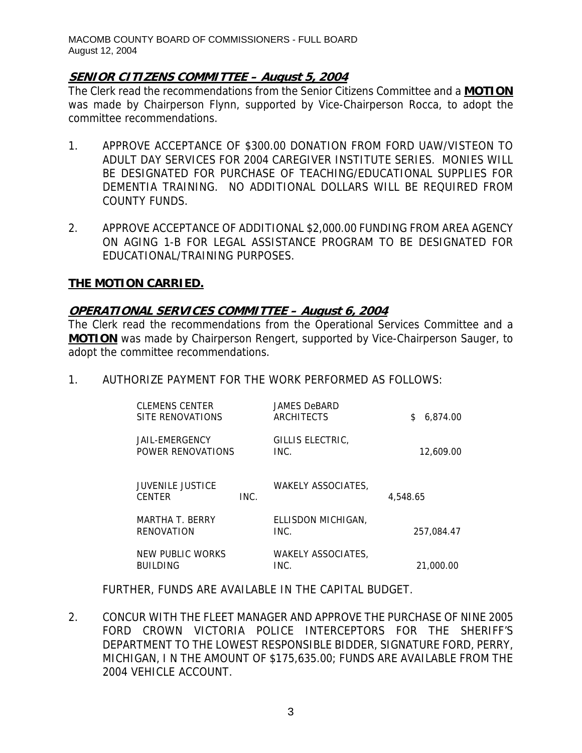### ***SENIOR CITIZENS COMMITTEE – August 5, 2004***

The Clerk read the recommendations from the Senior Citizens Committee and a **MOTION** was made by Chairperson Flynn, supported by Vice-Chairperson Rocca, to adopt the committee recommendations.

1. APPROVE ACCEPTANCE OF $300.00 DONATION FROM FORD UAW/VISTEON TO ADULT DAY SERVICES FOR 2004 CAREGIVER INSTITUTE SERIES. MONIES WILL BE DESIGNATED FOR PURCHASE OF TEACHING/EDUCATIONAL SUPPLIES FOR DEMENTIA TRAINING. NO ADDITIONAL DOLLARS WILL BE REQUIRED FROM COUNTY FUNDS.

2. APPROVE ACCEPTANCE OF ADDITIONAL $2,000.00 FUNDING FROM AREA AGENCY ON AGING 1-B FOR LEGAL ASSISTANCE PROGRAM TO BE DESIGNATED FOR EDUCATIONAL/TRAINING PURPOSES.

**THE MOTION CARRIED.**

### ***OPERATIONAL SERVICES COMMITTEE – August 6, 2004***

The Clerk read the recommendations from the Operational Services Committee and a **MOTION** was made by Chairperson Rengert, supported by Vice-Chairperson Sauger, to adopt the committee recommendations.

1. AUTHORIZE PAYMENT FOR THE WORK PERFORMED AS FOLLOWS:

| | | |
|---|---|---|
| CLEMENS CENTER SITE RENOVATIONS | JAMES DeBARD ARCHITECTS | $ 6,874.00 |
| JAIL-EMERGENCY POWER RENOVATIONS | GILLIS ELECTRIC, INC. | 12,609.00 |
| JUVENILE JUSTICE CENTER | WAKELY ASSOCIATES, INC. | 4,548.65 |
| MARTHA T. BERRY RENOVATION | ELLISDON MICHIGAN, INC. | 257,084.47 |
| NEW PUBLIC WORKS BUILDING | WAKELY ASSOCIATES, INC. | 21,000.00 |

FURTHER, FUNDS ARE AVAILABLE IN THE CAPITAL BUDGET.

2. CONCUR WITH THE FLEET MANAGER AND APPROVE THE PURCHASE OF NINE 2005 FORD CROWN VICTORIA POLICE INTERCEPTORS FOR THE SHERIFF'S DEPARTMENT TO THE LOWEST RESPONSIBLE BIDDER, SIGNATURE FORD, PERRY, MICHIGAN, I N THE AMOUNT OF $175,635.00; FUNDS ARE AVAILABLE FROM THE 2004 VEHICLE ACCOUNT.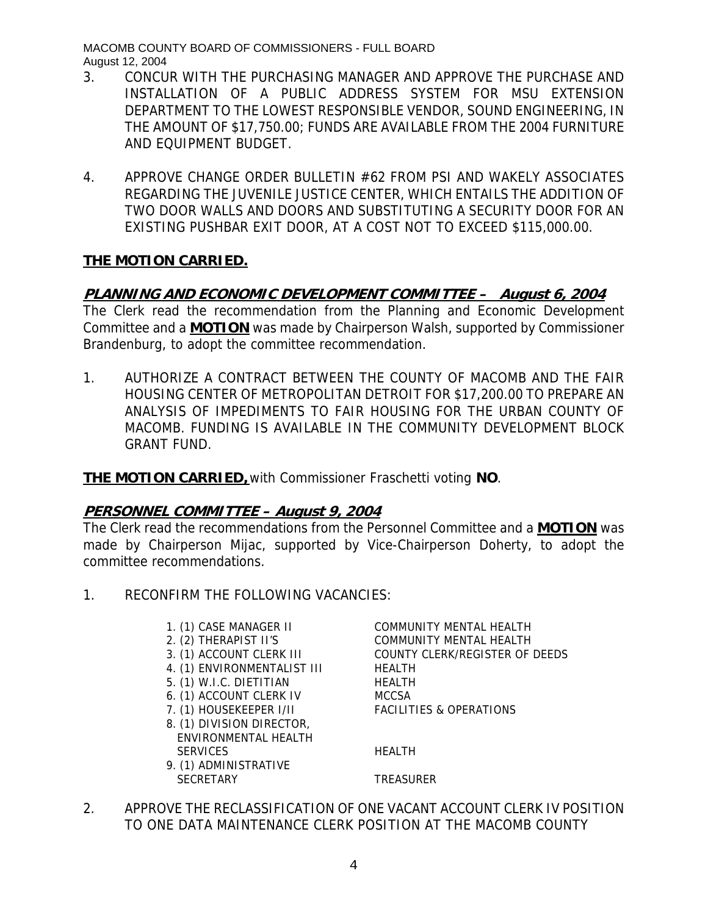3. CONCUR WITH THE PURCHASING MANAGER AND APPROVE THE PURCHASE AND INSTALLATION OF A PUBLIC ADDRESS SYSTEM FOR MSU EXTENSION DEPARTMENT TO THE LOWEST RESPONSIBLE VENDOR, SOUND ENGINEERING, IN THE AMOUNT OF $17,750.00; FUNDS ARE AVAILABLE FROM THE 2004 FURNITURE AND EQUIPMENT BUDGET.

4. APPROVE CHANGE ORDER BULLETIN #62 FROM PSI AND WAKELY ASSOCIATES REGARDING THE JUVENILE JUSTICE CENTER, WHICH ENTAILS THE ADDITION OF TWO DOOR WALLS AND DOORS AND SUBSTITUTING A SECURITY DOOR FOR AN EXISTING PUSHBAR EXIT DOOR, AT A COST NOT TO EXCEED $115,000.00.

**THE MOTION CARRIED.**

## *PLANNING AND ECONOMIC DEVELOPMENT COMMITTEE – August 6, 2004*

The Clerk read the recommendation from the Planning and Economic Development Committee and a **MOTION** was made by Chairperson Walsh, supported by Commissioner Brandenburg, to adopt the committee recommendation.

1. AUTHORIZE A CONTRACT BETWEEN THE COUNTY OF MACOMB AND THE FAIR HOUSING CENTER OF METROPOLITAN DETROIT FOR $17,200.00 TO PREPARE AN ANALYSIS OF IMPEDIMENTS TO FAIR HOUSING FOR THE URBAN COUNTY OF MACOMB. FUNDING IS AVAILABLE IN THE COMMUNITY DEVELOPMENT BLOCK GRANT FUND.

**THE MOTION CARRIED,** with Commissioner Fraschetti voting **NO**.

## *PERSONNEL COMMITTEE – August 9, 2004*

The Clerk read the recommendations from the Personnel Committee and a **MOTION** was made by Chairperson Mijac, supported by Vice-Chairperson Doherty, to adopt the committee recommendations.

1. RECONFIRM THE FOLLOWING VACANCIES:

| | |
|---|---|
| 1. (1) CASE MANAGER II | COMMUNITY MENTAL HEALTH |
| 2. (2) THERAPIST II'S | COMMUNITY MENTAL HEALTH |
| 3. (1) ACCOUNT CLERK III | COUNTY CLERK/REGISTER OF DEEDS |
| 4. (1) ENVIRONMENTALIST III | HEALTH |
| 5. (1) W.I.C. DIETITIAN | HEALTH |
| 6. (1) ACCOUNT CLERK IV | MCCSA |
| 7. (1) HOUSEKEEPER I/II | FACILITIES & OPERATIONS |
| 8. (1) DIVISION DIRECTOR, ENVIRONMENTAL HEALTH SERVICES | HEALTH |
| 9. (1) ADMINISTRATIVE SECRETARY | TREASURER |

2. APPROVE THE RECLASSIFICATION OF ONE VACANT ACCOUNT CLERK IV POSITION TO ONE DATA MAINTENANCE CLERK POSITION AT THE MACOMB COUNTY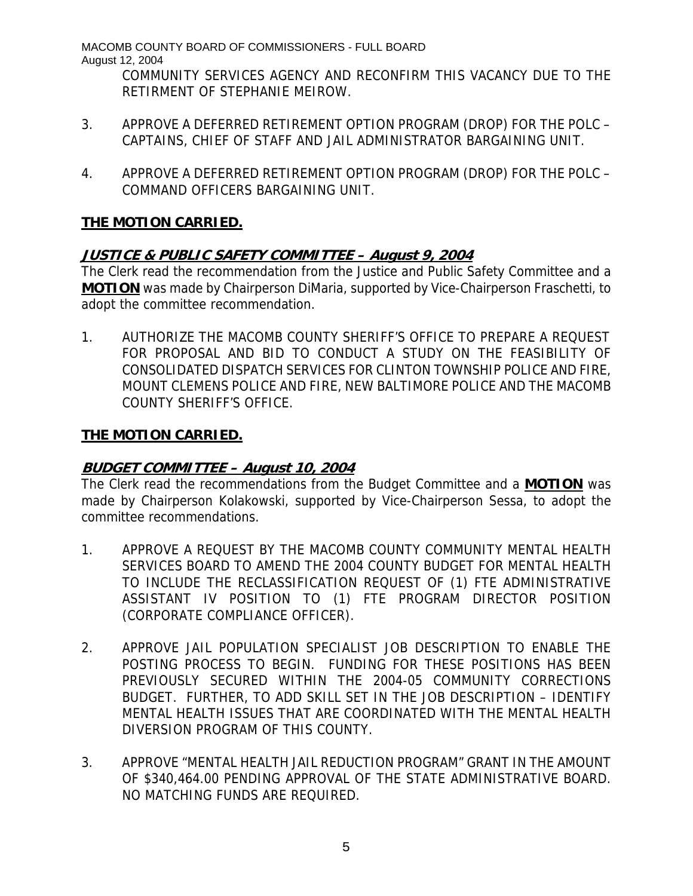COMMUNITY SERVICES AGENCY AND RECONFIRM THIS VACANCY DUE TO THE RETIRMENT OF STEPHANIE MEIROW.

3. APPROVE A DEFERRED RETIREMENT OPTION PROGRAM (DROP) FOR THE POLC – CAPTAINS, CHIEF OF STAFF AND JAIL ADMINISTRATOR BARGAINING UNIT.

4. APPROVE A DEFERRED RETIREMENT OPTION PROGRAM (DROP) FOR THE POLC – COMMAND OFFICERS BARGAINING UNIT.

**THE MOTION CARRIED.**

## JUSTICE & PUBLIC SAFETY COMMITTEE – August 9, 2004

The Clerk read the recommendation from the Justice and Public Safety Committee and a **MOTION** was made by Chairperson DiMaria, supported by Vice-Chairperson Fraschetti, to adopt the committee recommendation.

1. AUTHORIZE THE MACOMB COUNTY SHERIFF'S OFFICE TO PREPARE A REQUEST FOR PROPOSAL AND BID TO CONDUCT A STUDY ON THE FEASIBILITY OF CONSOLIDATED DISPATCH SERVICES FOR CLINTON TOWNSHIP POLICE AND FIRE, MOUNT CLEMENS POLICE AND FIRE, NEW BALTIMORE POLICE AND THE MACOMB COUNTY SHERIFF'S OFFICE.

**THE MOTION CARRIED.**

## BUDGET COMMITTEE – August 10, 2004

The Clerk read the recommendations from the Budget Committee and a **MOTION** was made by Chairperson Kolakowski, supported by Vice-Chairperson Sessa, to adopt the committee recommendations.

1. APPROVE A REQUEST BY THE MACOMB COUNTY COMMUNITY MENTAL HEALTH SERVICES BOARD TO AMEND THE 2004 COUNTY BUDGET FOR MENTAL HEALTH TO INCLUDE THE RECLASSIFICATION REQUEST OF (1) FTE ADMINISTRATIVE ASSISTANT IV POSITION TO (1) FTE PROGRAM DIRECTOR POSITION (CORPORATE COMPLIANCE OFFICER).

2. APPROVE JAIL POPULATION SPECIALIST JOB DESCRIPTION TO ENABLE THE POSTING PROCESS TO BEGIN. FUNDING FOR THESE POSITIONS HAS BEEN PREVIOUSLY SECURED WITHIN THE 2004-05 COMMUNITY CORRECTIONS BUDGET. FURTHER, TO ADD SKILL SET IN THE JOB DESCRIPTION – IDENTIFY MENTAL HEALTH ISSUES THAT ARE COORDINATED WITH THE MENTAL HEALTH DIVERSION PROGRAM OF THIS COUNTY.

3. APPROVE "MENTAL HEALTH JAIL REDUCTION PROGRAM" GRANT IN THE AMOUNT OF $340,464.00 PENDING APPROVAL OF THE STATE ADMINISTRATIVE BOARD. NO MATCHING FUNDS ARE REQUIRED.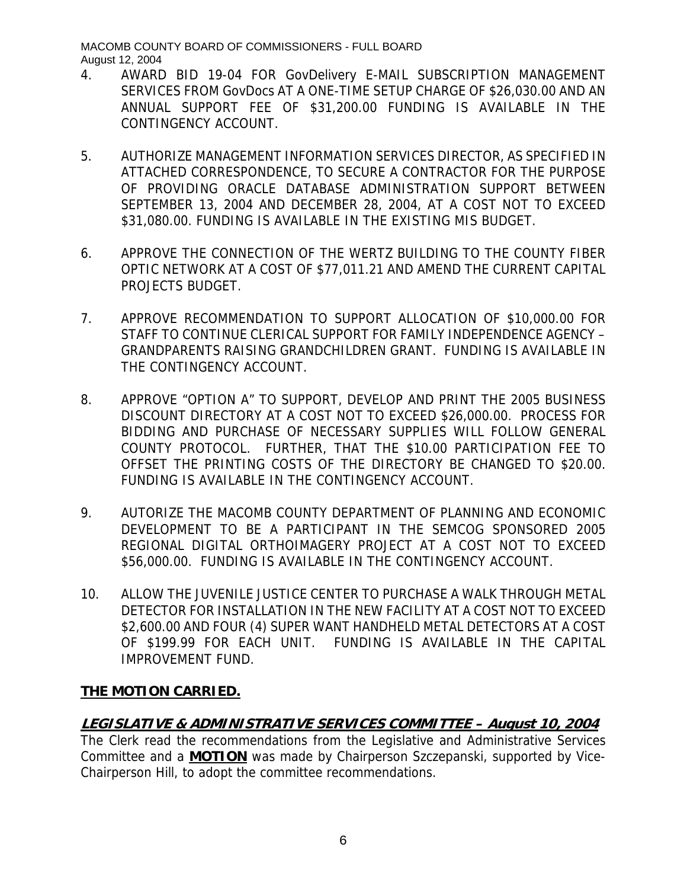4. AWARD BID 19-04 FOR GovDelivery E-MAIL SUBSCRIPTION MANAGEMENT SERVICES FROM GovDocs AT A ONE-TIME SETUP CHARGE OF $26,030.00 AND AN ANNUAL SUPPORT FEE OF $31,200.00 FUNDING IS AVAILABLE IN THE CONTINGENCY ACCOUNT.

5. AUTHORIZE MANAGEMENT INFORMATION SERVICES DIRECTOR, AS SPECIFIED IN ATTACHED CORRESPONDENCE, TO SECURE A CONTRACTOR FOR THE PURPOSE OF PROVIDING ORACLE DATABASE ADMINISTRATION SUPPORT BETWEEN SEPTEMBER 13, 2004 AND DECEMBER 28, 2004, AT A COST NOT TO EXCEED $31,080.00. FUNDING IS AVAILABLE IN THE EXISTING MIS BUDGET.

6. APPROVE THE CONNECTION OF THE WERTZ BUILDING TO THE COUNTY FIBER OPTIC NETWORK AT A COST OF $77,011.21 AND AMEND THE CURRENT CAPITAL PROJECTS BUDGET.

7. APPROVE RECOMMENDATION TO SUPPORT ALLOCATION OF $10,000.00 FOR STAFF TO CONTINUE CLERICAL SUPPORT FOR FAMILY INDEPENDENCE AGENCY – GRANDPARENTS RAISING GRANDCHILDREN GRANT. FUNDING IS AVAILABLE IN THE CONTINGENCY ACCOUNT.

8. APPROVE "OPTION A" TO SUPPORT, DEVELOP AND PRINT THE 2005 BUSINESS DISCOUNT DIRECTORY AT A COST NOT TO EXCEED $26,000.00. PROCESS FOR BIDDING AND PURCHASE OF NECESSARY SUPPLIES WILL FOLLOW GENERAL COUNTY PROTOCOL. FURTHER, THAT THE $10.00 PARTICIPATION FEE TO OFFSET THE PRINTING COSTS OF THE DIRECTORY BE CHANGED TO $20.00. FUNDING IS AVAILABLE IN THE CONTINGENCY ACCOUNT.

9. AUTORIZE THE MACOMB COUNTY DEPARTMENT OF PLANNING AND ECONOMIC DEVELOPMENT TO BE A PARTICIPANT IN THE SEMCOG SPONSORED 2005 REGIONAL DIGITAL ORTHOIMAGERY PROJECT AT A COST NOT TO EXCEED $56,000.00. FUNDING IS AVAILABLE IN THE CONTINGENCY ACCOUNT.

10. ALLOW THE JUVENILE JUSTICE CENTER TO PURCHASE A WALK THROUGH METAL DETECTOR FOR INSTALLATION IN THE NEW FACILITY AT A COST NOT TO EXCEED $2,600.00 AND FOUR (4) SUPER WANT HANDHELD METAL DETECTORS AT A COST OF $199.99 FOR EACH UNIT. FUNDING IS AVAILABLE IN THE CAPITAL IMPROVEMENT FUND.

**THE MOTION CARRIED.**

## LEGISLATIVE & ADMINISTRATIVE SERVICES COMMITTEE – August 10, 2004

The Clerk read the recommendations from the Legislative and Administrative Services Committee and a **MOTION** was made by Chairperson Szczepanski, supported by Vice-Chairperson Hill, to adopt the committee recommendations.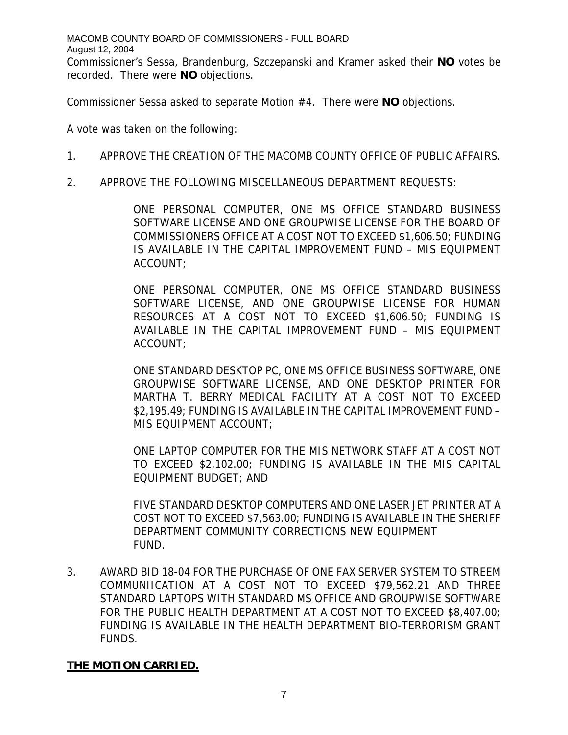Commissioner's Sessa, Brandenburg, Szczepanski and Kramer asked their **NO** votes be recorded. There were **NO** objections.

Commissioner Sessa asked to separate Motion #4. There were **NO** objections.

A vote was taken on the following:

1. APPROVE THE CREATION OF THE MACOMB COUNTY OFFICE OF PUBLIC AFFAIRS.

2. APPROVE THE FOLLOWING MISCELLANEOUS DEPARTMENT REQUESTS:

   ONE PERSONAL COMPUTER, ONE MS OFFICE STANDARD BUSINESS SOFTWARE LICENSE AND ONE GROUPWISE LICENSE FOR THE BOARD OF COMMISSIONERS OFFICE AT A COST NOT TO EXCEED $1,606.50; FUNDING IS AVAILABLE IN THE CAPITAL IMPROVEMENT FUND – MIS EQUIPMENT ACCOUNT;

   ONE PERSONAL COMPUTER, ONE MS OFFICE STANDARD BUSINESS SOFTWARE LICENSE, AND ONE GROUPWISE LICENSE FOR HUMAN RESOURCES AT A COST NOT TO EXCEED $1,606.50; FUNDING IS AVAILABLE IN THE CAPITAL IMPROVEMENT FUND – MIS EQUIPMENT ACCOUNT;

   ONE STANDARD DESKTOP PC, ONE MS OFFICE BUSINESS SOFTWARE, ONE GROUPWISE SOFTWARE LICENSE, AND ONE DESKTOP PRINTER FOR MARTHA T. BERRY MEDICAL FACILITY AT A COST NOT TO EXCEED $2,195.49; FUNDING IS AVAILABLE IN THE CAPITAL IMPROVEMENT FUND – MIS EQUIPMENT ACCOUNT;

   ONE LAPTOP COMPUTER FOR THE MIS NETWORK STAFF AT A COST NOT TO EXCEED $2,102.00; FUNDING IS AVAILABLE IN THE MIS CAPITAL EQUIPMENT BUDGET; AND

   FIVE STANDARD DESKTOP COMPUTERS AND ONE LASER JET PRINTER AT A COST NOT TO EXCEED $7,563.00; FUNDING IS AVAILABLE IN THE SHERIFF DEPARTMENT COMMUNITY CORRECTIONS NEW EQUIPMENT FUND.

3. AWARD BID 18-04 FOR THE PURCHASE OF ONE FAX SERVER SYSTEM TO STREEM COMMUNIICATION AT A COST NOT TO EXCEED $79,562.21 AND THREE STANDARD LAPTOPS WITH STANDARD MS OFFICE AND GROUPWISE SOFTWARE FOR THE PUBLIC HEALTH DEPARTMENT AT A COST NOT TO EXCEED $8,407.00; FUNDING IS AVAILABLE IN THE HEALTH DEPARTMENT BIO-TERRORISM GRANT FUNDS.

**THE MOTION CARRIED.**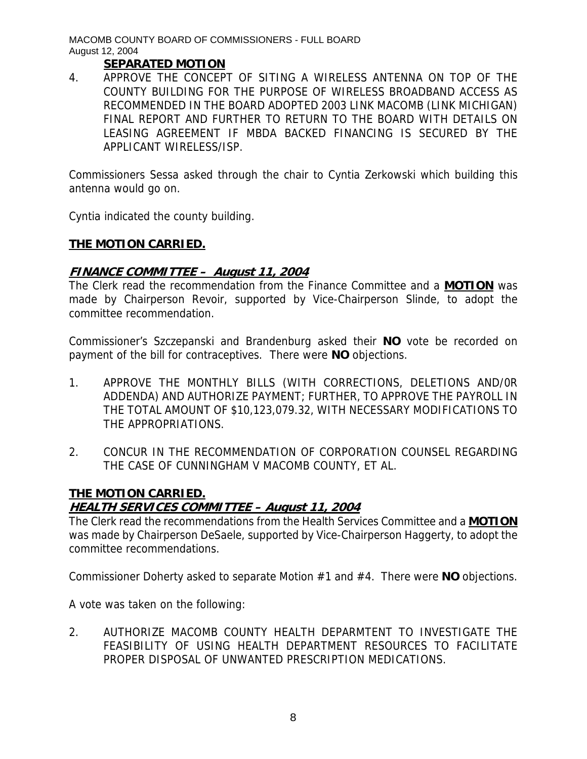**SEPARATED MOTION**

4. APPROVE THE CONCEPT OF SITING A WIRELESS ANTENNA ON TOP OF THE COUNTY BUILDING FOR THE PURPOSE OF WIRELESS BROADBAND ACCESS AS RECOMMENDED IN THE BOARD ADOPTED 2003 LINK MACOMB (LINK MICHIGAN) FINAL REPORT AND FURTHER TO RETURN TO THE BOARD WITH DETAILS ON LEASING AGREEMENT IF MBDA BACKED FINANCING IS SECURED BY THE APPLICANT WIRELESS/ISP.

Commissioners Sessa asked through the chair to Cyntia Zerkowski which building this antenna would go on.

Cyntia indicated the county building.

**THE MOTION CARRIED.**

## ***FINANCE COMMITTEE – August 11, 2004***

The Clerk read the recommendation from the Finance Committee and a **MOTION** was made by Chairperson Revoir, supported by Vice-Chairperson Slinde, to adopt the committee recommendation.

Commissioner's Szczepanski and Brandenburg asked their **NO** vote be recorded on payment of the bill for contraceptives. There were **NO** objections.

1. APPROVE THE MONTHLY BILLS (WITH CORRECTIONS, DELETIONS AND/0R ADDENDA) AND AUTHORIZE PAYMENT; FURTHER, TO APPROVE THE PAYROLL IN THE TOTAL AMOUNT OF $10,123,079.32, WITH NECESSARY MODIFICATIONS TO THE APPROPRIATIONS.

2. CONCUR IN THE RECOMMENDATION OF CORPORATION COUNSEL REGARDING THE CASE OF CUNNINGHAM V MACOMB COUNTY, ET AL.

**THE MOTION CARRIED.**

## ***HEALTH SERVICES COMMITTEE – August 11, 2004***

The Clerk read the recommendations from the Health Services Committee and a **MOTION** was made by Chairperson DeSaele, supported by Vice-Chairperson Haggerty, to adopt the committee recommendations.

Commissioner Doherty asked to separate Motion #1 and #4. There were **NO** objections.

A vote was taken on the following:

2. AUTHORIZE MACOMB COUNTY HEALTH DEPARMTENT TO INVESTIGATE THE FEASIBILITY OF USING HEALTH DEPARTMENT RESOURCES TO FACILITATE PROPER DISPOSAL OF UNWANTED PRESCRIPTION MEDICATIONS.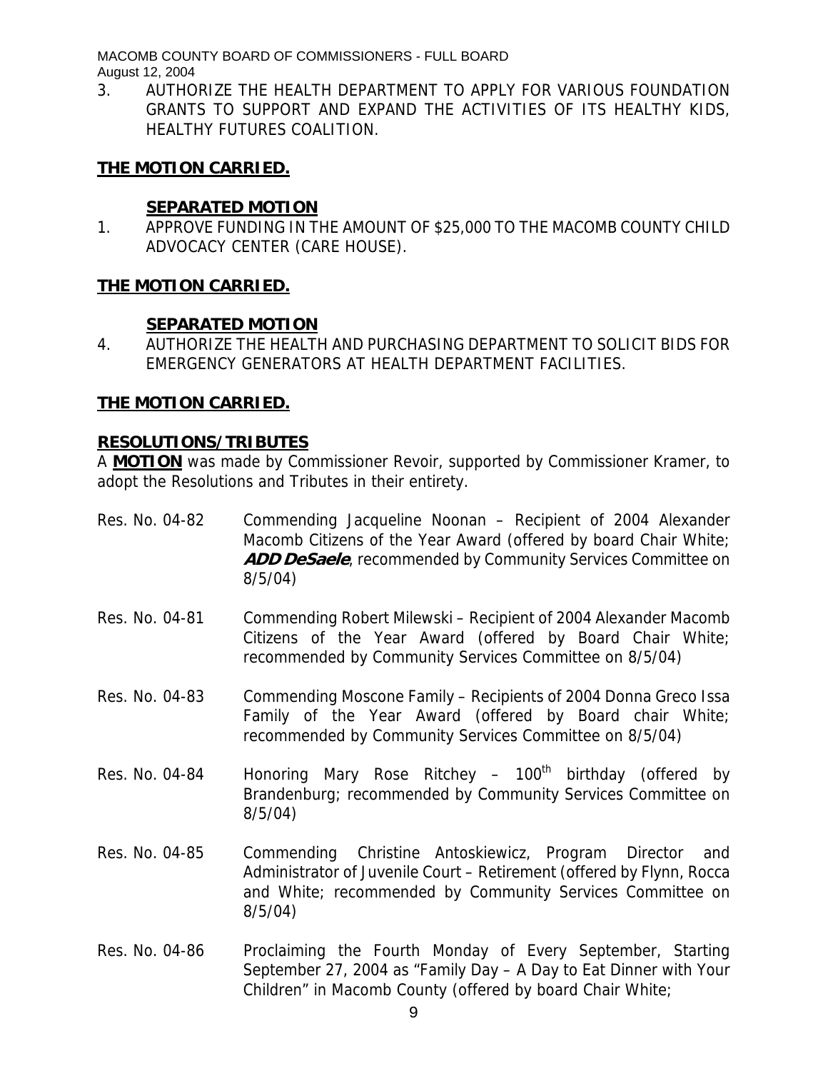3. AUTHORIZE THE HEALTH DEPARTMENT TO APPLY FOR VARIOUS FOUNDATION GRANTS TO SUPPORT AND EXPAND THE ACTIVITIES OF ITS HEALTHY KIDS, HEALTHY FUTURES COALITION.

**THE MOTION CARRIED.**

**SEPARATED MOTION**

1. APPROVE FUNDING IN THE AMOUNT OF $25,000 TO THE MACOMB COUNTY CHILD ADVOCACY CENTER (CARE HOUSE).

**THE MOTION CARRIED.**

**SEPARATED MOTION**

4. AUTHORIZE THE HEALTH AND PURCHASING DEPARTMENT TO SOLICIT BIDS FOR EMERGENCY GENERATORS AT HEALTH DEPARTMENT FACILITIES.

**THE MOTION CARRIED.**

## RESOLUTIONS/TRIBUTES

A **MOTION** was made by Commissioner Revoir, supported by Commissioner Kramer, to adopt the Resolutions and Tributes in their entirety.

Res. No. 04-82 Commending Jacqueline Noonan – Recipient of 2004 Alexander Macomb Citizens of the Year Award (offered by board Chair White; ***ADD DeSaele***, recommended by Community Services Committee on 8/5/04)

Res. No. 04-81 Commending Robert Milewski – Recipient of 2004 Alexander Macomb Citizens of the Year Award (offered by Board Chair White; recommended by Community Services Committee on 8/5/04)

Res. No. 04-83 Commending Moscone Family – Recipients of 2004 Donna Greco Issa Family of the Year Award (offered by Board chair White; recommended by Community Services Committee on 8/5/04)

Res. No. 04-84 Honoring Mary Rose Ritchey – 100th birthday (offered by Brandenburg; recommended by Community Services Committee on 8/5/04)

Res. No. 04-85 Commending Christine Antoskiewicz, Program Director and Administrator of Juvenile Court – Retirement (offered by Flynn, Rocca and White; recommended by Community Services Committee on 8/5/04)

Res. No. 04-86 Proclaiming the Fourth Monday of Every September, Starting September 27, 2004 as "Family Day – A Day to Eat Dinner with Your Children" in Macomb County (offered by board Chair White;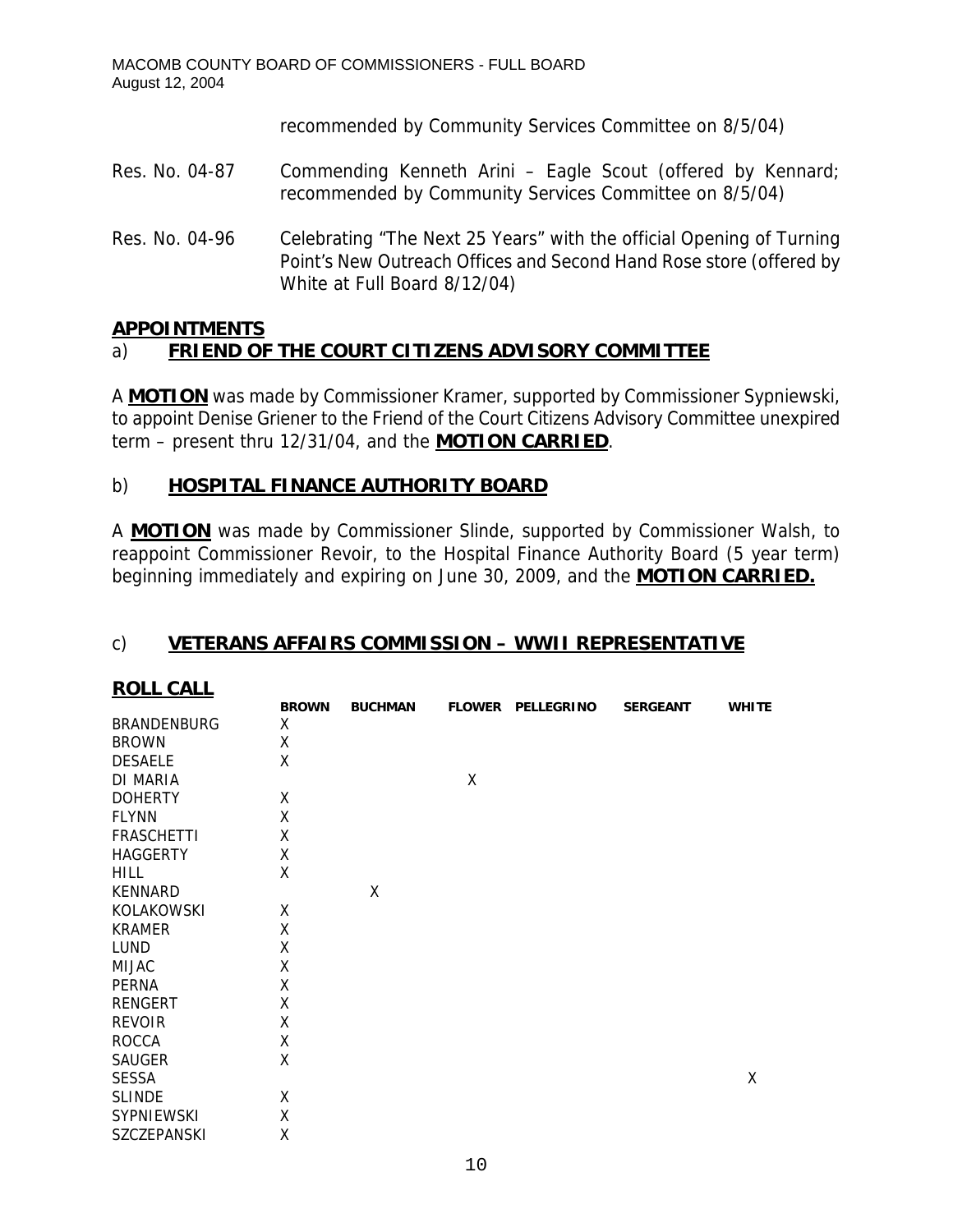recommended by Community Services Committee on 8/5/04)

Res. No. 04-87 Commending Kenneth Arini – Eagle Scout (offered by Kennard; recommended by Community Services Committee on 8/5/04)

Res. No. 04-96 Celebrating "The Next 25 Years" with the official Opening of Turning Point's New Outreach Offices and Second Hand Rose store (offered by White at Full Board 8/12/04)

## APPOINTMENTS

### a) FRIEND OF THE COURT CITIZENS ADVISORY COMMITTEE

A **MOTION** was made by Commissioner Kramer, supported by Commissioner Sypniewski, to appoint Denise Griener to the Friend of the Court Citizens Advisory Committee unexpired term – present thru 12/31/04, and the **MOTION CARRIED**.

### b) HOSPITAL FINANCE AUTHORITY BOARD

A **MOTION** was made by Commissioner Slinde, supported by Commissioner Walsh, to reappoint Commissioner Revoir, to the Hospital Finance Authority Board (5 year term) beginning immediately and expiring on June 30, 2009, and the **MOTION CARRIED.**

### c) VETERANS AFFAIRS COMMISSION – WWII REPRESENTATIVE

**ROLL CALL**

| | BROWN | BUCHMAN | FLOWER | PELLEGRINO | SERGEANT | WHITE |
|---|---|---|---|---|---|---|
| BRANDENBURG | X | | | | | |
| BROWN | X | | | | | |
| DESAELE | X | | | | | |
| DI MARIA | | | X | | | |
| DOHERTY | X | | | | | |
| FLYNN | X | | | | | |
| FRASCHETTI | X | | | | | |
| HAGGERTY | X | | | | | |
| HILL | X | | | | | |
| KENNARD | | X | | | | |
| KOLAKOWSKI | X | | | | | |
| KRAMER | X | | | | | |
| LUND | X | | | | | |
| MIJAC | X | | | | | |
| PERNA | X | | | | | |
| RENGERT | X | | | | | |
| REVOIR | X | | | | | |
| ROCCA | X | | | | | |
| SAUGER | X | | | | | |
| SESSA | | | | | | X |
| SLINDE | X | | | | | |
| SYPNIEWSKI | X | | | | | |
| SZCZEPANSKI | X | | | | | |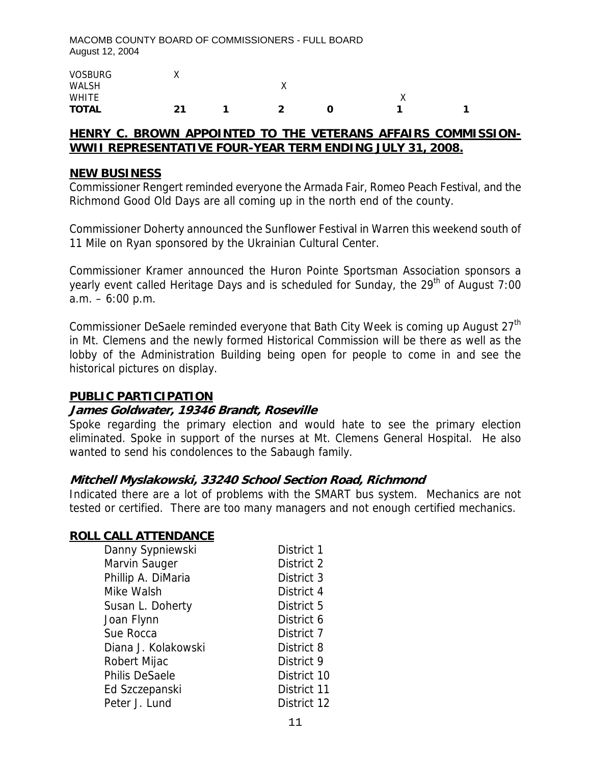| | | | | | | |
|---|---|---|---|---|---|---|
| VOSBURG | X | | | | | |
| WALSH | | | X | | | |
| WHITE | | | | | X | |
| **TOTAL** | **21** | **1** | **2** | **0** | **1** | **1** |

**HENRY C. BROWN APPOINTED TO THE VETERANS AFFAIRS COMMISSION-WWII REPRESENTATIVE FOUR-YEAR TERM ENDING JULY 31, 2008.**

## NEW BUSINESS

Commissioner Rengert reminded everyone the Armada Fair, Romeo Peach Festival, and the Richmond Good Old Days are all coming up in the north end of the county.

Commissioner Doherty announced the Sunflower Festival in Warren this weekend south of 11 Mile on Ryan sponsored by the Ukrainian Cultural Center.

Commissioner Kramer announced the Huron Pointe Sportsman Association sponsors a yearly event called Heritage Days and is scheduled for Sunday, the 29th of August 7:00 a.m. – 6:00 p.m.

Commissioner DeSaele reminded everyone that Bath City Week is coming up August 27th in Mt. Clemens and the newly formed Historical Commission will be there as well as the lobby of the Administration Building being open for people to come in and see the historical pictures on display.

## PUBLIC PARTICIPATION

### *James Goldwater, 19346 Brandt, Roseville*

Spoke regarding the primary election and would hate to see the primary election eliminated. Spoke in support of the nurses at Mt. Clemens General Hospital. He also wanted to send his condolences to the Sabaugh family.

### *Mitchell Myslakowski, 33240 School Section Road, Richmond*

Indicated there are a lot of problems with the SMART bus system. Mechanics are not tested or certified. There are too many managers and not enough certified mechanics.

## ROLL CALL ATTENDANCE

| | |
|---|---|
| Danny Sypniewski | District 1 |
| Marvin Sauger | District 2 |
| Phillip A. DiMaria | District 3 |
| Mike Walsh | District 4 |
| Susan L. Doherty | District 5 |
| Joan Flynn | District 6 |
| Sue Rocca | District 7 |
| Diana J. Kolakowski | District 8 |
| Robert Mijac | District 9 |
| Philis DeSaele | District 10 |
| Ed Szczepanski | District 11 |
| Peter J. Lund | District 12 |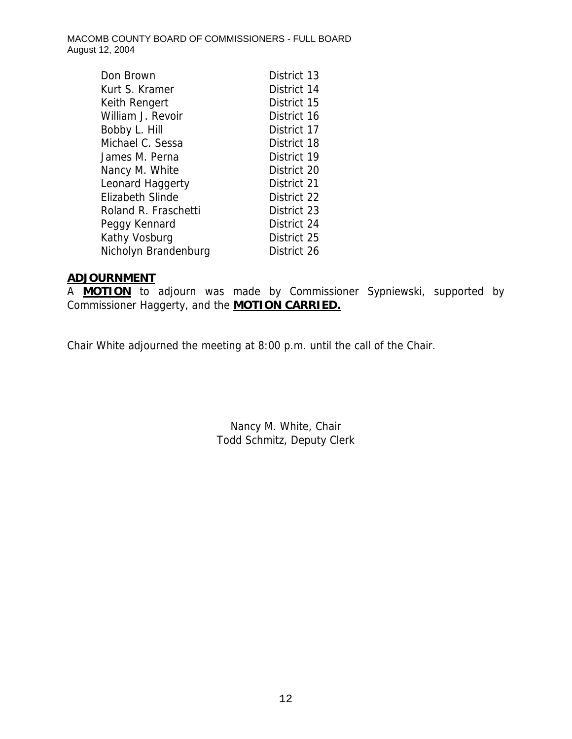| | |
|---|---|
| Don Brown | District 13 |
| Kurt S. Kramer | District 14 |
| Keith Rengert | District 15 |
| William J. Revoir | District 16 |
| Bobby L. Hill | District 17 |
| Michael C. Sessa | District 18 |
| James M. Perna | District 19 |
| Nancy M. White | District 20 |
| Leonard Haggerty | District 21 |
| Elizabeth Slinde | District 22 |
| Roland R. Fraschetti | District 23 |
| Peggy Kennard | District 24 |
| Kathy Vosburg | District 25 |
| Nicholyn Brandenburg | District 26 |

## ADJOURNMENT

A **MOTION** to adjourn was made by Commissioner Sypniewski, supported by Commissioner Haggerty, and the **MOTION CARRIED.**

Chair White adjourned the meeting at 8:00 p.m. until the call of the Chair.

Nancy M. White, Chair
Todd Schmitz, Deputy Clerk